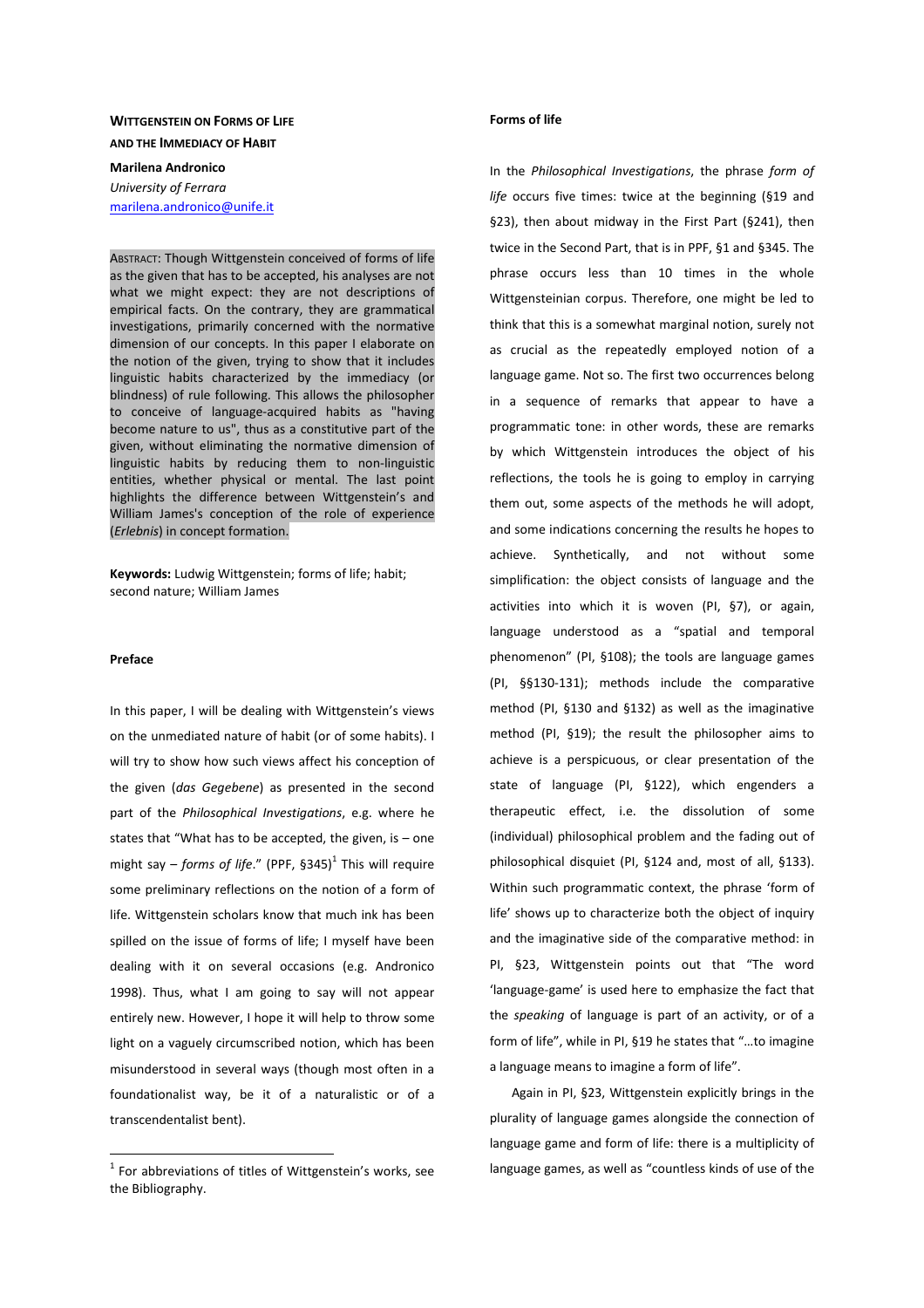# WITTGENSTEIN ON FORMS OF LIFE AND THE IMMEDIACY OF HABIT

**Marilena Andronico**
*University of Ferrara*
marilena.andronico@unife.it

ABSTRACT: Though Wittgenstein conceived of forms of life as the given that has to be accepted, his analyses are not what we might expect: they are not descriptions of empirical facts. On the contrary, they are grammatical investigations, primarily concerned with the normative dimension of our concepts. In this paper I elaborate on the notion of the given, trying to show that it includes linguistic habits characterized by the immediacy (or blindness) of rule following. This allows the philosopher to conceive of language-acquired habits as "having become nature to us", thus as a constitutive part of the given, without eliminating the normative dimension of linguistic habits by reducing them to non-linguistic entities, whether physical or mental. The last point highlights the difference between Wittgenstein's and William James's conception of the role of experience (*Erlebnis*) in concept formation.

**Keywords:** Ludwig Wittgenstein; forms of life; habit; second nature; William James

## Preface

In this paper, I will be dealing with Wittgenstein's views on the unmediated nature of habit (or of some habits). I will try to show how such views affect his conception of the given (*das Gegebene*) as presented in the second part of the *Philosophical Investigations*, e.g. where he states that "What has to be accepted, the given, is – one might say – *forms of life*." (PPF, §345)[1] This will require some preliminary reflections on the notion of a form of life. Wittgenstein scholars know that much ink has been spilled on the issue of forms of life; I myself have been dealing with it on several occasions (e.g. Andronico 1998). Thus, what I am going to say will not appear entirely new. However, I hope it will help to throw some light on a vaguely circumscribed notion, which has been misunderstood in several ways (though most often in a foundationalist way, be it of a naturalistic or of a transcendentalist bent).

[1] For abbreviations of titles of Wittgenstein's works, see the Bibliography.

## Forms of life

In the *Philosophical Investigations*, the phrase *form of life* occurs five times: twice at the beginning (§19 and §23), then about midway in the First Part (§241), then twice in the Second Part, that is in PPF, §1 and §345. The phrase occurs less than 10 times in the whole Wittgensteinian corpus. Therefore, one might be led to think that this is a somewhat marginal notion, surely not as crucial as the repeatedly employed notion of a language game. Not so. The first two occurrences belong in a sequence of remarks that appear to have a programmatic tone: in other words, these are remarks by which Wittgenstein introduces the object of his reflections, the tools he is going to employ in carrying them out, some aspects of the methods he will adopt, and some indications concerning the results he hopes to achieve. Synthetically, and not without some simplification: the object consists of language and the activities into which it is woven (PI, §7), or again, language understood as a "spatial and temporal phenomenon" (PI, §108); the tools are language games (PI, §§130-131); methods include the comparative method (PI, §130 and §132) as well as the imaginative method (PI, §19); the result the philosopher aims to achieve is a perspicuous, or clear presentation of the state of language (PI, §122), which engenders a therapeutic effect, i.e. the dissolution of some (individual) philosophical problem and the fading out of philosophical disquiet (PI, §124 and, most of all, §133). Within such programmatic context, the phrase 'form of life' shows up to characterize both the object of inquiry and the imaginative side of the comparative method: in PI, §23, Wittgenstein points out that "The word 'language-game' is used here to emphasize the fact that the *speaking* of language is part of an activity, or of a form of life", while in PI, §19 he states that "…to imagine a language means to imagine a form of life".

Again in PI, §23, Wittgenstein explicitly brings in the plurality of language games alongside the connection of language game and form of life: there is a multiplicity of language games, as well as "countless kinds of use of the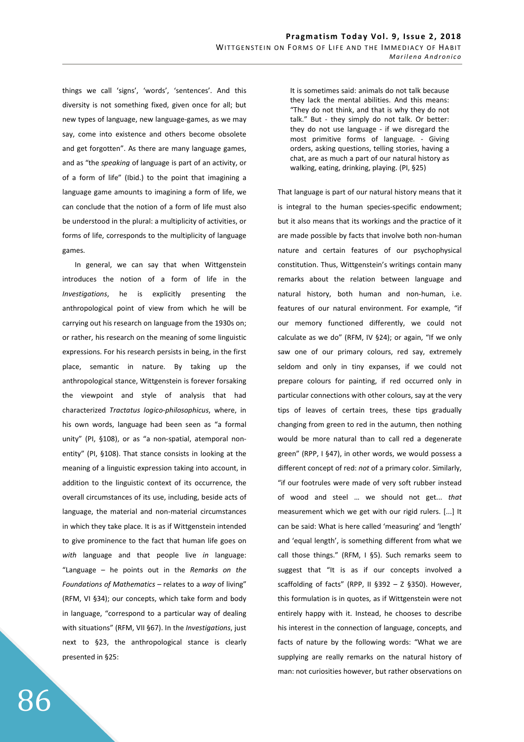things we call 'signs', 'words', 'sentences'. And this diversity is not something fixed, given once for all; but new types of language, new language-games, as we may say, come into existence and others become obsolete and get forgotten". As there are many language games, and as "the *speaking* of language is part of an activity, or of a form of life" (Ibid.) to the point that imagining a language game amounts to imagining a form of life, we can conclude that the notion of a form of life must also be understood in the plural: a multiplicity of activities, or forms of life, corresponds to the multiplicity of language games.

In general, we can say that when Wittgenstein introduces the notion of a form of life in the *Investigations*, he is explicitly presenting the anthropological point of view from which he will be carrying out his research on language from the 1930s on; or rather, his research on the meaning of some linguistic expressions. For his research persists in being, in the first place, semantic in nature. By taking up the anthropological stance, Wittgenstein is forever forsaking the viewpoint and style of analysis that had characterized *Tractatus logico-philosophicus*, where, in his own words, language had been seen as "a formal unity" (PI, §108), or as "a non-spatial, atemporal non-entity" (PI, §108). That stance consists in looking at the meaning of a linguistic expression taking into account, in addition to the linguistic context of its occurrence, the overall circumstances of its use, including, beside acts of language, the material and non-material circumstances in which they take place. It is as if Wittgenstein intended to give prominence to the fact that human life goes on *with* language and that people live *in* language: "Language – he points out in the *Remarks on the Foundations of Mathematics* – relates to a *way* of living" (RFM, VI §34); our concepts, which take form and body in language, "correspond to a particular way of dealing with situations" (RFM, VII §67). In the *Investigations*, just next to §23, the anthropological stance is clearly presented in §25:

> It is sometimes said: animals do not talk because they lack the mental abilities. And this means: "They do not think, and that is why they do not talk." But - they simply do not talk. Or better: they do not use language - if we disregard the most primitive forms of language. - Giving orders, asking questions, telling stories, having a chat, are as much a part of our natural history as walking, eating, drinking, playing. (PI, §25)

That language is part of our natural history means that it is integral to the human species-specific endowment; but it also means that its workings and the practice of it are made possible by facts that involve both non-human nature and certain features of our psychophysical constitution. Thus, Wittgenstein's writings contain many remarks about the relation between language and natural history, both human and non-human, i.e. features of our natural environment. For example, "if our memory functioned differently, we could not calculate as we do" (RFM, IV §24); or again, "If we only saw one of our primary colours, red say, extremely seldom and only in tiny expanses, if we could not prepare colours for painting, if red occurred only in particular connections with other colours, say at the very tips of leaves of certain trees, these tips gradually changing from green to red in the autumn, then nothing would be more natural than to call red a degenerate green" (RPP, I §47), in other words, we would possess a different concept of red: *not* of a primary color. Similarly, "if our footrules were made of very soft rubber instead of wood and steel … we should not get... *that* measurement which we get with our rigid rulers. [...] It can be said: What is here called 'measuring' and 'length' and 'equal length', is something different from what we call those things." (RFM, I §5). Such remarks seem to suggest that "It is as if our concepts involved a scaffolding of facts" (RPP, II §392 – Z §350). However, this formulation is in quotes, as if Wittgenstein were not entirely happy with it. Instead, he chooses to describe his interest in the connection of language, concepts, and facts of nature by the following words: "What we are supplying are really remarks on the natural history of man: not curiosities however, but rather observations on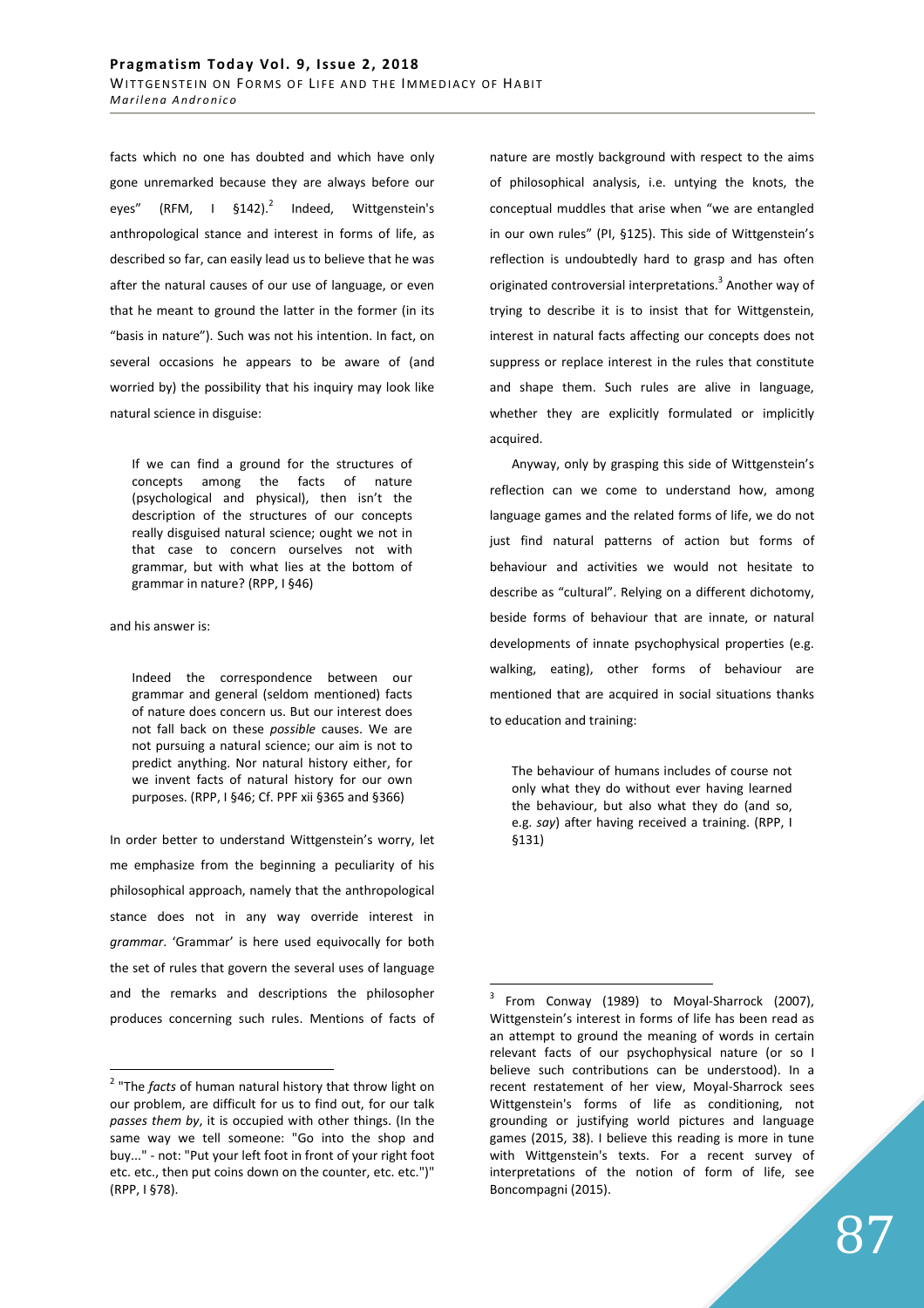facts which no one has doubted and which have only gone unremarked because they are always before our eyes" (RFM, I §142).[2] Indeed, Wittgenstein's anthropological stance and interest in forms of life, as described so far, can easily lead us to believe that he was after the natural causes of our use of language, or even that he meant to ground the latter in the former (in its "basis in nature"). Such was not his intention. In fact, on several occasions he appears to be aware of (and worried by) the possibility that his inquiry may look like natural science in disguise:

> If we can find a ground for the structures of concepts among the facts of nature (psychological and physical), then isn't the description of the structures of our concepts really disguised natural science; ought we not in that case to concern ourselves not with grammar, but with what lies at the bottom of grammar in nature? (RPP, I §46)

and his answer is:

> Indeed the correspondence between our grammar and general (seldom mentioned) facts of nature does concern us. But our interest does not fall back on these *possible* causes. We are not pursuing a natural science; our aim is not to predict anything. Nor natural history either, for we invent facts of natural history for our own purposes. (RPP, I §46; Cf. PPF xii §365 and §366)

In order better to understand Wittgenstein's worry, let me emphasize from the beginning a peculiarity of his philosophical approach, namely that the anthropological stance does not in any way override interest in *grammar*. 'Grammar' is here used equivocally for both the set of rules that govern the several uses of language and the remarks and descriptions the philosopher produces concerning such rules. Mentions of facts of nature are mostly background with respect to the aims of philosophical analysis, i.e. untying the knots, the conceptual muddles that arise when "we are entangled in our own rules" (PI, §125). This side of Wittgenstein's reflection is undoubtedly hard to grasp and has often originated controversial interpretations.[3] Another way of trying to describe it is to insist that for Wittgenstein, interest in natural facts affecting our concepts does not suppress or replace interest in the rules that constitute and shape them. Such rules are alive in language, whether they are explicitly formulated or implicitly acquired.

Anyway, only by grasping this side of Wittgenstein's reflection can we come to understand how, among language games and the related forms of life, we do not just find natural patterns of action but forms of behaviour and activities we would not hesitate to describe as "cultural". Relying on a different dichotomy, beside forms of behaviour that are innate, or natural developments of innate psychophysical properties (e.g. walking, eating), other forms of behaviour are mentioned that are acquired in social situations thanks to education and training:

> The behaviour of humans includes of course not only what they do without ever having learned the behaviour, but also what they do (and so, e.g. *say*) after having received a training. (RPP, I §131)

---

[2] "The *facts* of human natural history that throw light on our problem, are difficult for us to find out, for our talk *passes them by*, it is occupied with other things. (In the same way we tell someone: "Go into the shop and buy..." - not: "Put your left foot in front of your right foot etc. etc., then put coins down on the counter, etc. etc.")" (RPP, I §78).

[3] From Conway (1989) to Moyal-Sharrock (2007), Wittgenstein's interest in forms of life has been read as an attempt to ground the meaning of words in certain relevant facts of our psychophysical nature (or so I believe such contributions can be understood). In a recent restatement of her view, Moyal-Sharrock sees Wittgenstein's forms of life as conditioning, not grounding or justifying world pictures and language games (2015, 38). I believe this reading is more in tune with Wittgenstein's texts. For a recent survey of interpretations of the notion of form of life, see Boncompagni (2015).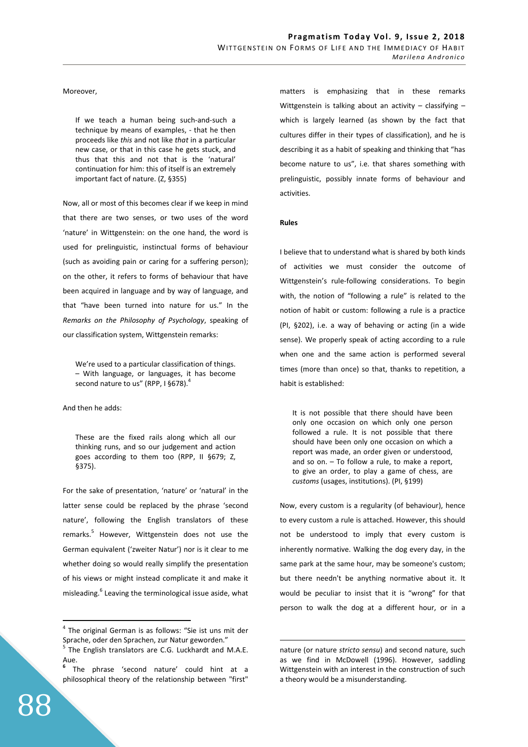Moreover,

> If we teach a human being such-and-such a technique by means of examples, - that he then proceeds like *this* and not like *that* in a particular new case, or that in this case he gets stuck, and thus that this and not that is the 'natural' continuation for him: this of itself is an extremely important fact of nature. (Z, §355)

Now, all or most of this becomes clear if we keep in mind that there are two senses, or two uses of the word 'nature' in Wittgenstein: on the one hand, the word is used for prelinguistic, instinctual forms of behaviour (such as avoiding pain or caring for a suffering person); on the other, it refers to forms of behaviour that have been acquired in language and by way of language, and that "have been turned into nature for us." In the *Remarks on the Philosophy of Psychology*, speaking of our classification system, Wittgenstein remarks:

> We're used to a particular classification of things. – With language, or languages, it has become second nature to us" (RPP, I §678).[4]

And then he adds:

> These are the fixed rails along which all our thinking runs, and so our judgement and action goes according to them too (RPP, II §679; Z, §375).

For the sake of presentation, 'nature' or 'natural' in the latter sense could be replaced by the phrase 'second nature', following the English translators of these remarks.[5] However, Wittgenstein does not use the German equivalent ('zweiter Natur') nor is it clear to me whether doing so would really simplify the presentation of his views or might instead complicate it and make it misleading.[6] Leaving the terminological issue aside, what matters is emphasizing that in these remarks Wittgenstein is talking about an activity – classifying – which is largely learned (as shown by the fact that cultures differ in their types of classification), and he is describing it as a habit of speaking and thinking that "has become nature to us", i.e. that shares something with prelinguistic, possibly innate forms of behaviour and activities.

**Rules**

I believe that to understand what is shared by both kinds of activities we must consider the outcome of Wittgenstein's rule-following considerations. To begin with, the notion of "following a rule" is related to the notion of habit or custom: following a rule is a practice (PI, §202), i.e. a way of behaving or acting (in a wide sense). We properly speak of acting according to a rule when one and the same action is performed several times (more than once) so that, thanks to repetition, a habit is established:

> It is not possible that there should have been only one occasion on which only one person followed a rule. It is not possible that there should have been only one occasion on which a report was made, an order given or understood, and so on. – To follow a rule, to make a report, to give an order, to play a game of chess, are *customs* (usages, institutions). (PI, §199)

Now, every custom is a regularity (of behaviour), hence to every custom a rule is attached. However, this should not be understood to imply that every custom is inherently normative. Walking the dog every day, in the same park at the same hour, may be someone's custom; but there needn't be anything normative about it. It would be peculiar to insist that it is "wrong" for that person to walk the dog at a different hour, or in a

---

[4] The original German is as follows: "Sie ist uns mit der Sprache, oder den Sprachen, zur Natur geworden."

[5] The English translators are C.G. Luckhardt and M.A.E. Aue.

[6] The phrase 'second nature' could hint at a philosophical theory of the relationship between "first" nature (or nature *stricto sensu*) and second nature, such as we find in McDowell (1996). However, saddling Wittgenstein with an interest in the construction of such a theory would be a misunderstanding.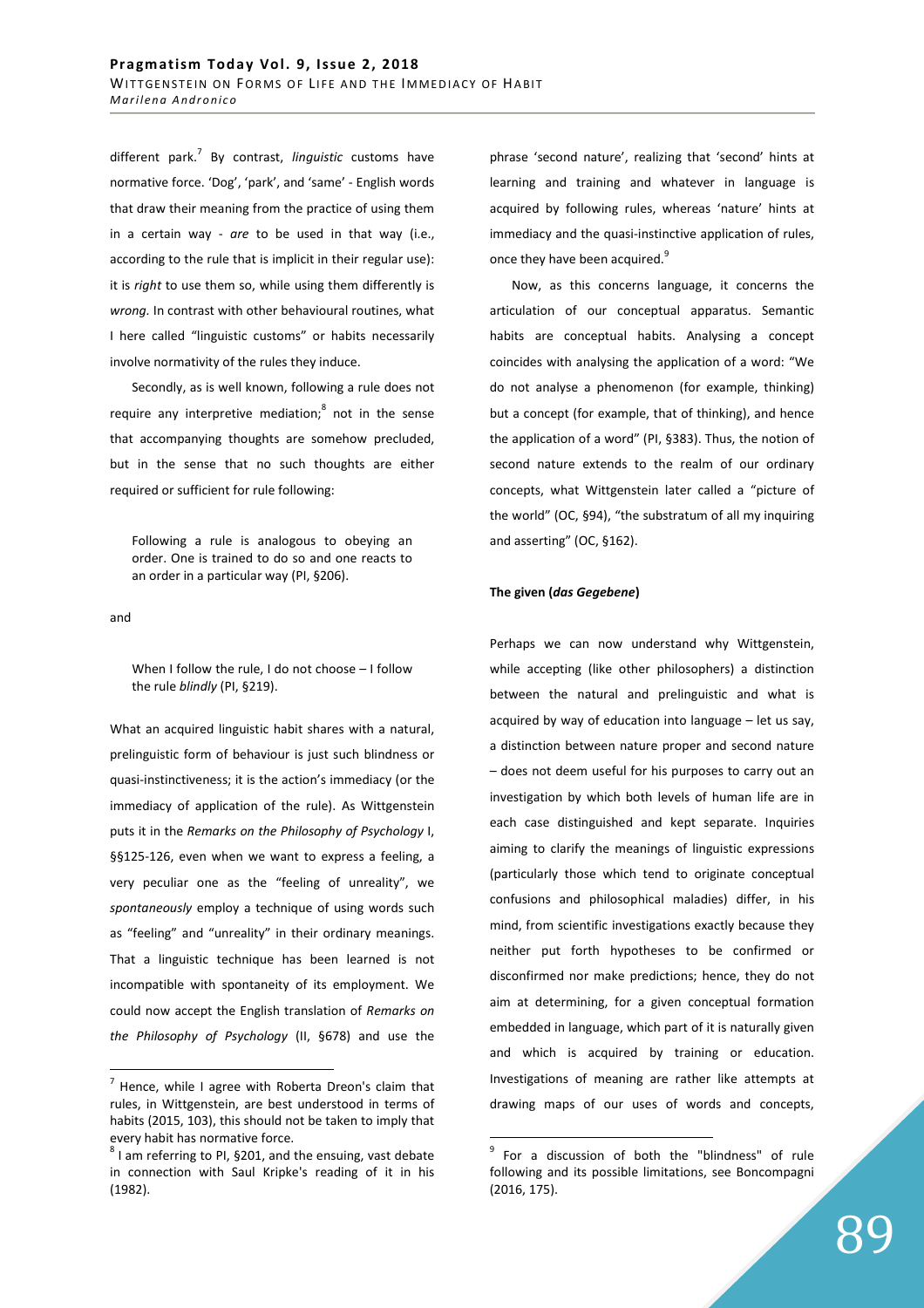different park.[7] By contrast, *linguistic* customs have normative force. 'Dog', 'park', and 'same' - English words that draw their meaning from the practice of using them in a certain way - *are* to be used in that way (i.e., according to the rule that is implicit in their regular use): it is *right* to use them so, while using them differently is *wrong.* In contrast with other behavioural routines, what I here called "linguistic customs" or habits necessarily involve normativity of the rules they induce.

Secondly, as is well known, following a rule does not require any interpretive mediation;[8] not in the sense that accompanying thoughts are somehow precluded, but in the sense that no such thoughts are either required or sufficient for rule following:

> Following a rule is analogous to obeying an order. One is trained to do so and one reacts to an order in a particular way (PI, §206).

and

> When I follow the rule, I do not choose – I follow the rule *blindly* (PI, §219).

What an acquired linguistic habit shares with a natural, prelinguistic form of behaviour is just such blindness or quasi-instinctiveness; it is the action's immediacy (or the immediacy of application of the rule). As Wittgenstein puts it in the *Remarks on the Philosophy of Psychology* I, §§125-126, even when we want to express a feeling, a very peculiar one as the "feeling of unreality", we *spontaneously* employ a technique of using words such as "feeling" and "unreality" in their ordinary meanings. That a linguistic technique has been learned is not incompatible with spontaneity of its employment. We could now accept the English translation of *Remarks on the Philosophy of Psychology* (II, §678) and use the phrase 'second nature', realizing that 'second' hints at learning and training and whatever in language is acquired by following rules, whereas 'nature' hints at immediacy and the quasi-instinctive application of rules, once they have been acquired.[9]

Now, as this concerns language, it concerns the articulation of our conceptual apparatus. Semantic habits are conceptual habits. Analysing a concept coincides with analysing the application of a word: "We do not analyse a phenomenon (for example, thinking) but a concept (for example, that of thinking), and hence the application of a word" (PI, §383). Thus, the notion of second nature extends to the realm of our ordinary concepts, what Wittgenstein later called a "picture of the world" (OC, §94), "the substratum of all my inquiring and asserting" (OC, §162).

### The given (*das Gegebene*)

Perhaps we can now understand why Wittgenstein, while accepting (like other philosophers) a distinction between the natural and prelinguistic and what is acquired by way of education into language – let us say, a distinction between nature proper and second nature – does not deem useful for his purposes to carry out an investigation by which both levels of human life are in each case distinguished and kept separate. Inquiries aiming to clarify the meanings of linguistic expressions (particularly those which tend to originate conceptual confusions and philosophical maladies) differ, in his mind, from scientific investigations exactly because they neither put forth hypotheses to be confirmed or disconfirmed nor make predictions; hence, they do not aim at determining, for a given conceptual formation embedded in language, which part of it is naturally given and which is acquired by training or education. Investigations of meaning are rather like attempts at drawing maps of our uses of words and concepts,

---

[7] Hence, while I agree with Roberta Dreon's claim that rules, in Wittgenstein, are best understood in terms of habits (2015, 103), this should not be taken to imply that every habit has normative force.

[8] I am referring to PI, §201, and the ensuing, vast debate in connection with Saul Kripke's reading of it in his (1982).

[9] For a discussion of both the "blindness" of rule following and its possible limitations, see Boncompagni (2016, 175).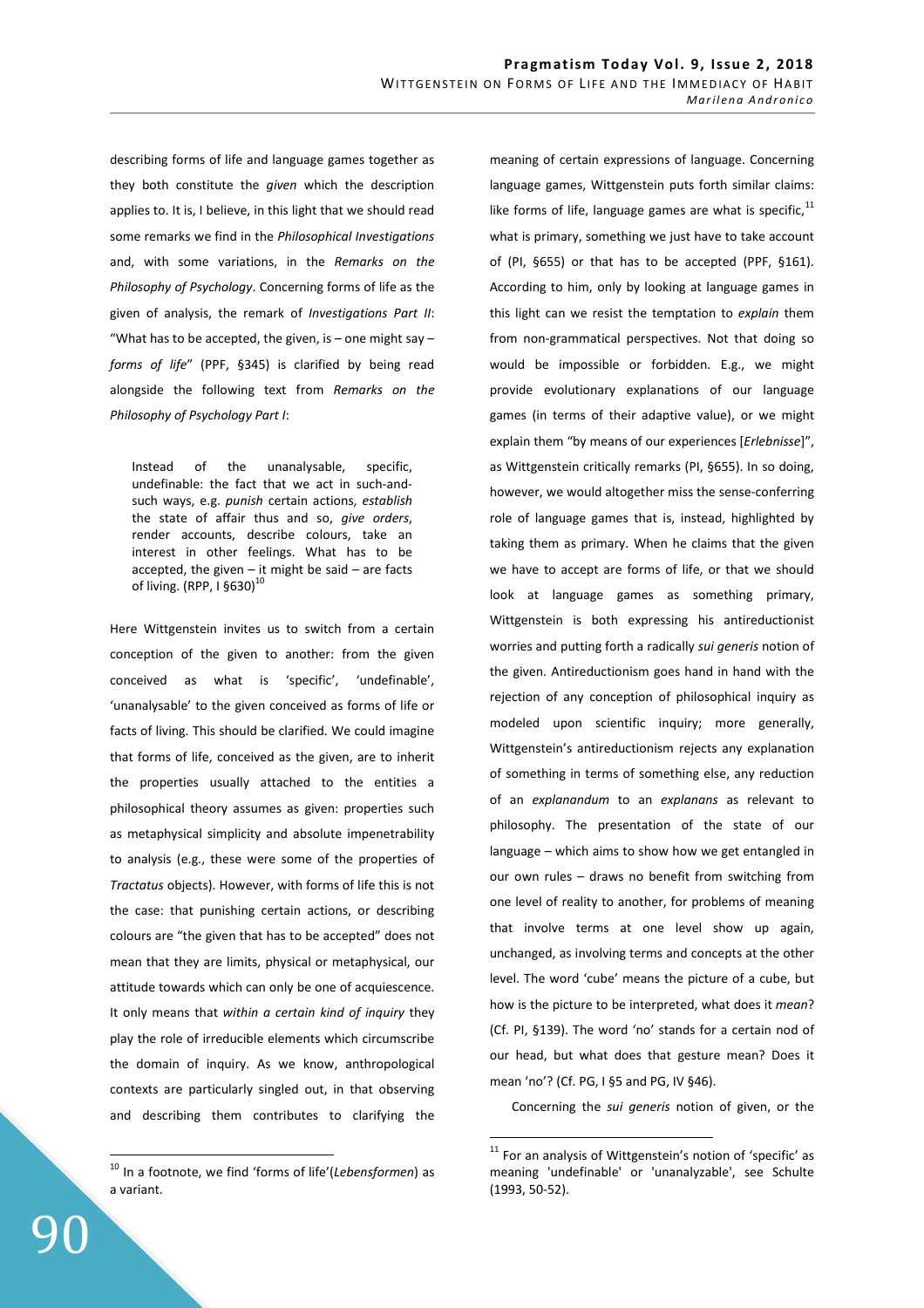describing forms of life and language games together as they both constitute the *given* which the description applies to. It is, I believe, in this light that we should read some remarks we find in the *Philosophical Investigations* and, with some variations, in the *Remarks on the Philosophy of Psychology*. Concerning forms of life as the given of analysis, the remark of *Investigations Part II*: "What has to be accepted, the given, is – one might say – *forms of life*" (PPF, §345) is clarified by being read alongside the following text from *Remarks on the Philosophy of Psychology Part I*:

> Instead of the unanalysable, specific, undefinable: the fact that we act in such-and-such ways, e.g. *punish* certain actions, *establish* the state of affair thus and so, *give orders*, render accounts, describe colours, take an interest in other feelings. What has to be accepted, the given – it might be said – are facts of living. (RPP, I §630)[10]

Here Wittgenstein invites us to switch from a certain conception of the given to another: from the given conceived as what is 'specific', 'undefinable', 'unanalysable' to the given conceived as forms of life or facts of living. This should be clarified. We could imagine that forms of life, conceived as the given, are to inherit the properties usually attached to the entities a philosophical theory assumes as given: properties such as metaphysical simplicity and absolute impenetrability to analysis (e.g., these were some of the properties of *Tractatus* objects). However, with forms of life this is not the case: that punishing certain actions, or describing colours are "the given that has to be accepted" does not mean that they are limits, physical or metaphysical, our attitude towards which can only be one of acquiescence. It only means that *within a certain kind of inquiry* they play the role of irreducible elements which circumscribe the domain of inquiry. As we know, anthropological contexts are particularly singled out, in that observing and describing them contributes to clarifying the meaning of certain expressions of language. Concerning language games, Wittgenstein puts forth similar claims: like forms of life, language games are what is specific,[11] what is primary, something we just have to take account of (PI, §655) or that has to be accepted (PPF, §161). According to him, only by looking at language games in this light can we resist the temptation to *explain* them from non-grammatical perspectives. Not that doing so would be impossible or forbidden. E.g., we might provide evolutionary explanations of our language games (in terms of their adaptive value), or we might explain them "by means of our experiences [*Erlebnisse*]", as Wittgenstein critically remarks (PI, §655). In so doing, however, we would altogether miss the sense-conferring role of language games that is, instead, highlighted by taking them as primary. When he claims that the given we have to accept are forms of life, or that we should look at language games as something primary, Wittgenstein is both expressing his antireductionist worries and putting forth a radically *sui generis* notion of the given. Antireductionism goes hand in hand with the rejection of any conception of philosophical inquiry as modeled upon scientific inquiry; more generally, Wittgenstein's antireductionism rejects any explanation of something in terms of something else, any reduction of an *explanandum* to an *explanans* as relevant to philosophy. The presentation of the state of our language – which aims to show how we get entangled in our own rules – draws no benefit from switching from one level of reality to another, for problems of meaning that involve terms at one level show up again, unchanged, as involving terms and concepts at the other level. The word 'cube' means the picture of a cube, but how is the picture to be interpreted, what does it *mean*? (Cf. PI, §139). The word 'no' stands for a certain nod of our head, but what does that gesture mean? Does it mean 'no'? (Cf. PG, I §5 and PG, IV §46).

Concerning the *sui generis* notion of given, or the

---

[10] In a footnote, we find 'forms of life'(*Lebensformen*) as a variant.

[11] For an analysis of Wittgenstein's notion of 'specific' as meaning 'undefinable' or 'unanalyzable', see Schulte (1993, 50-52).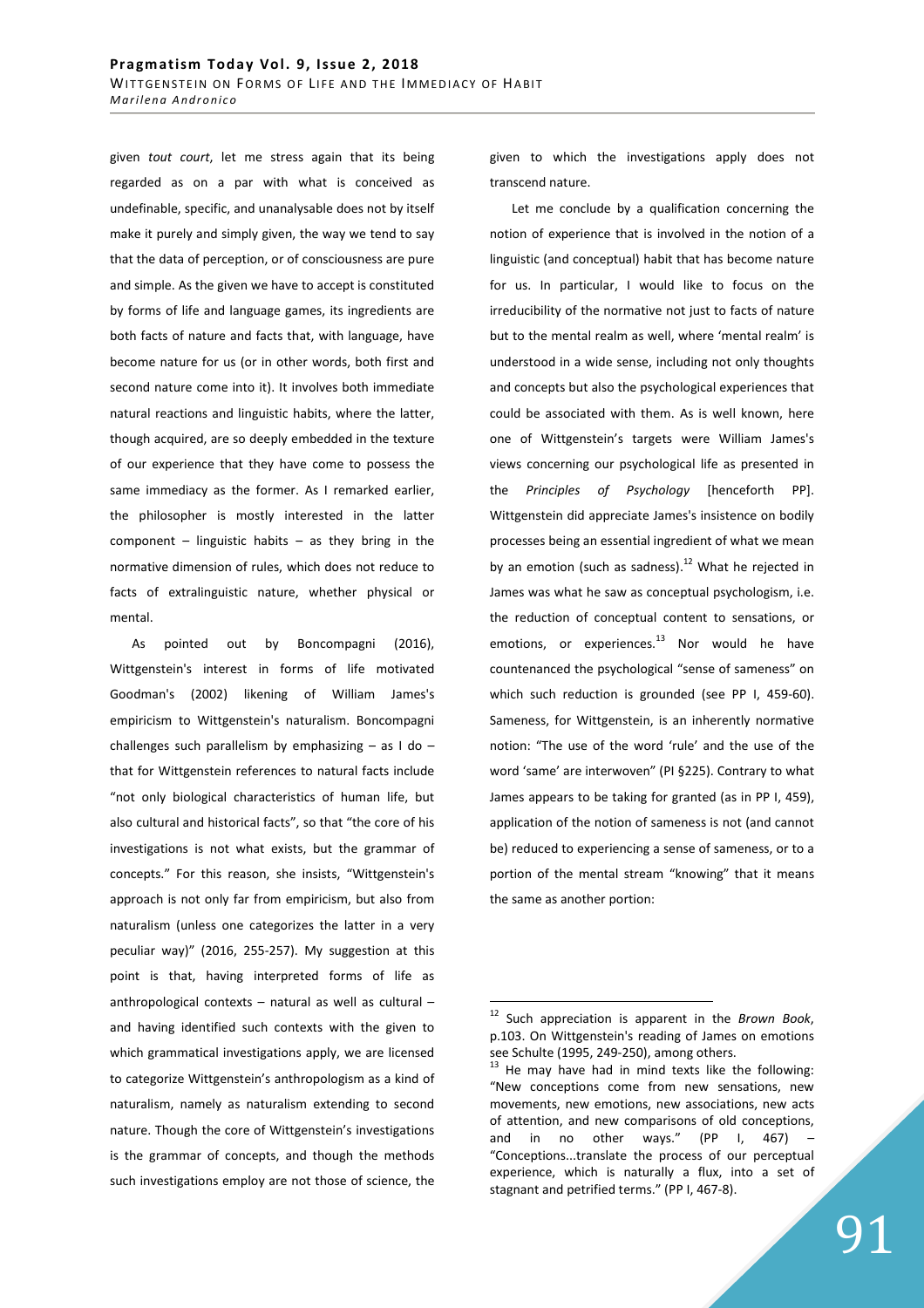given *tout court*, let me stress again that its being regarded as on a par with what is conceived as undefinable, specific, and unanalysable does not by itself make it purely and simply given, the way we tend to say that the data of perception, or of consciousness are pure and simple. As the given we have to accept is constituted by forms of life and language games, its ingredients are both facts of nature and facts that, with language, have become nature for us (or in other words, both first and second nature come into it). It involves both immediate natural reactions and linguistic habits, where the latter, though acquired, are so deeply embedded in the texture of our experience that they have come to possess the same immediacy as the former. As I remarked earlier, the philosopher is mostly interested in the latter component – linguistic habits – as they bring in the normative dimension of rules, which does not reduce to facts of extralinguistic nature, whether physical or mental.

As pointed out by Boncompagni (2016), Wittgenstein's interest in forms of life motivated Goodman's (2002) likening of William James's empiricism to Wittgenstein's naturalism. Boncompagni challenges such parallelism by emphasizing – as I do – that for Wittgenstein references to natural facts include "not only biological characteristics of human life, but also cultural and historical facts", so that "the core of his investigations is not what exists, but the grammar of concepts." For this reason, she insists, "Wittgenstein's approach is not only far from empiricism, but also from naturalism (unless one categorizes the latter in a very peculiar way)" (2016, 255-257). My suggestion at this point is that, having interpreted forms of life as anthropological contexts – natural as well as cultural – and having identified such contexts with the given to which grammatical investigations apply, we are licensed to categorize Wittgenstein's anthropologism as a kind of naturalism, namely as naturalism extending to second nature. Though the core of Wittgenstein's investigations is the grammar of concepts, and though the methods such investigations employ are not those of science, the given to which the investigations apply does not transcend nature.

Let me conclude by a qualification concerning the notion of experience that is involved in the notion of a linguistic (and conceptual) habit that has become nature for us. In particular, I would like to focus on the irreducibility of the normative not just to facts of nature but to the mental realm as well, where 'mental realm' is understood in a wide sense, including not only thoughts and concepts but also the psychological experiences that could be associated with them. As is well known, here one of Wittgenstein's targets were William James's views concerning our psychological life as presented in the *Principles of Psychology* [henceforth PP]. Wittgenstein did appreciate James's insistence on bodily processes being an essential ingredient of what we mean by an emotion (such as sadness).[12] What he rejected in James was what he saw as conceptual psychologism, i.e. the reduction of conceptual content to sensations, or emotions, or experiences.[13] Nor would he have countenanced the psychological "sense of sameness" on which such reduction is grounded (see PP I, 459-60). Sameness, for Wittgenstein, is an inherently normative notion: "The use of the word 'rule' and the use of the word 'same' are interwoven" (PI §225). Contrary to what James appears to be taking for granted (as in PP I, 459), application of the notion of sameness is not (and cannot be) reduced to experiencing a sense of sameness, or to a portion of the mental stream "knowing" that it means the same as another portion:

---

[12] Such appreciation is apparent in the *Brown Book*, p.103. On Wittgenstein's reading of James on emotions see Schulte (1995, 249-250), among others.

[13] He may have had in mind texts like the following: "New conceptions come from new sensations, new movements, new emotions, new associations, new acts of attention, and new comparisons of old conceptions, and in no other ways." (PP I, 467) – "Conceptions...translate the process of our perceptual experience, which is naturally a flux, into a set of stagnant and petrified terms." (PP I, 467-8).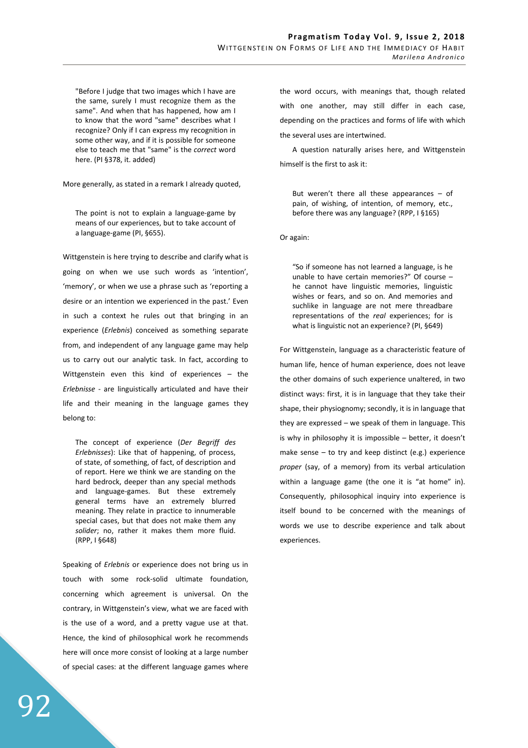"Before I judge that two images which I have are the same, surely I must recognize them as the same". And when that has happened, how am I to know that the word "same" describes what I recognize? Only if I can express my recognition in some other way, and if it is possible for someone else to teach me that "same" is the *correct* word here. (PI §378, it. added)

More generally, as stated in a remark I already quoted,

> The point is not to explain a language-game by means of our experiences, but to take account of a language-game (PI, §655).

Wittgenstein is here trying to describe and clarify what is going on when we use such words as 'intention', 'memory', or when we use a phrase such as 'reporting a desire or an intention we experienced in the past.' Even in such a context he rules out that bringing in an experience (*Erlebnis*) conceived as something separate from, and independent of any language game may help us to carry out our analytic task. In fact, according to Wittgenstein even this kind of experiences – the *Erlebnisse* - are linguistically articulated and have their life and their meaning in the language games they belong to:

> The concept of experience (*Der Begriff des Erlebnisses*): Like that of happening, of process, of state, of something, of fact, of description and of report. Here we think we are standing on the hard bedrock, deeper than any special methods and language-games. But these extremely general terms have an extremely blurred meaning. They relate in practice to innumerable special cases, but that does not make them any *solider*; no, rather it makes them more fluid. (RPP, I §648)

Speaking of *Erlebnis* or experience does not bring us in touch with some rock-solid ultimate foundation, concerning which agreement is universal. On the contrary, in Wittgenstein's view, what we are faced with is the use of a word, and a pretty vague use at that. Hence, the kind of philosophical work he recommends here will once more consist of looking at a large number of special cases: at the different language games where the word occurs, with meanings that, though related with one another, may still differ in each case, depending on the practices and forms of life with which the several uses are intertwined.

A question naturally arises here, and Wittgenstein himself is the first to ask it:

> But weren't there all these appearances – of pain, of wishing, of intention, of memory, etc., before there was any language? (RPP, I §165)

Or again:

> "So if someone has not learned a language, is he unable to have certain memories?" Of course – he cannot have linguistic memories, linguistic wishes or fears, and so on. And memories and suchlike in language are not mere threadbare representations of the *real* experiences; for is what is linguistic not an experience? (PI, §649)

For Wittgenstein, language as a characteristic feature of human life, hence of human experience, does not leave the other domains of such experience unaltered, in two distinct ways: first, it is in language that they take their shape, their physiognomy; secondly, it is in language that they are expressed – we speak of them in language. This is why in philosophy it is impossible – better, it doesn't make sense – to try and keep distinct (e.g.) experience *proper* (say, of a memory) from its verbal articulation within a language game (the one it is "at home" in). Consequently, philosophical inquiry into experience is itself bound to be concerned with the meanings of words we use to describe experience and talk about experiences.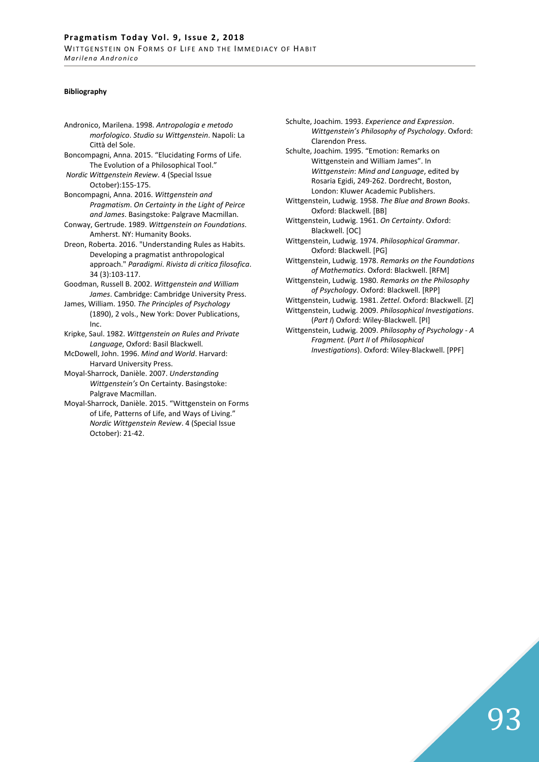**Bibliography**

Andronico, Marilena. 1998. *Antropologia e metodo morfologico*. *Studio su Wittgenstein*. Napoli: La Città del Sole.

Boncompagni, Anna. 2015. "Elucidating Forms of Life. The Evolution of a Philosophical Tool." *Nordic Wittgenstein Review*. 4 (Special Issue October):155-175.

Boncompagni, Anna. 2016. *Wittgenstein and Pragmatism*. *On Certainty in the Light of Peirce and James*. Basingstoke: Palgrave Macmillan.

Conway, Gertrude. 1989. *Wittgenstein on Foundations*. Amherst. NY: Humanity Books.

Dreon, Roberta. 2016. "Understanding Rules as Habits. Developing a pragmatist anthropological approach." *Paradigmi*. *Rivista di critica filosofica*. 34 (3):103-117.

Goodman, Russell B. 2002. *Wittgenstein and William James*. Cambridge: Cambridge University Press.

James, William. 1950. *The Principles of Psychology* (1890), 2 vols., New York: Dover Publications, Inc.

Kripke, Saul. 1982. *Wittgenstein on Rules and Private Language*, Oxford: Basil Blackwell.

McDowell, John. 1996. *Mind and World*. Harvard: Harvard University Press.

Moyal-Sharrock, Danièle. 2007. *Understanding Wittgenstein's* On Certainty. Basingstoke: Palgrave Macmillan.

Moyal-Sharrock, Danièle. 2015. "Wittgenstein on Forms of Life, Patterns of Life, and Ways of Living." *Nordic Wittgenstein Review*. 4 (Special Issue October): 21-42.

Schulte, Joachim. 1993. *Experience and Expression*. *Wittgenstein's Philosophy of Psychology*. Oxford: Clarendon Press.

Schulte, Joachim. 1995. "Emotion: Remarks on Wittgenstein and William James". In *Wittgenstein*: *Mind and Language*, edited by Rosaria Egidi, 249-262. Dordrecht, Boston, London: Kluwer Academic Publishers.

Wittgenstein, Ludwig. 1958. *The Blue and Brown Books*. Oxford: Blackwell. [BB]

Wittgenstein, Ludwig. 1961. *On Certainty*. Oxford: Blackwell. [OC]

Wittgenstein, Ludwig. 1974. *Philosophical Grammar*. Oxford: Blackwell. [PG]

Wittgenstein, Ludwig. 1978. *Remarks on the Foundations of Mathematics*. Oxford: Blackwell. [RFM]

Wittgenstein, Ludwig. 1980. *Remarks on the Philosophy of Psychology*. Oxford: Blackwell. [RPP]

Wittgenstein, Ludwig. 1981. *Zettel*. Oxford: Blackwell. [Z]

Wittgenstein, Ludwig. 2009. *Philosophical Investigations*. (*Part I*) Oxford: Wiley-Blackwell. [PI]

Wittgenstein, Ludwig. 2009. *Philosophy of Psychology - A Fragment.* (*Part II* of *Philosophical Investigations*). Oxford: Wiley-Blackwell. [PPF]